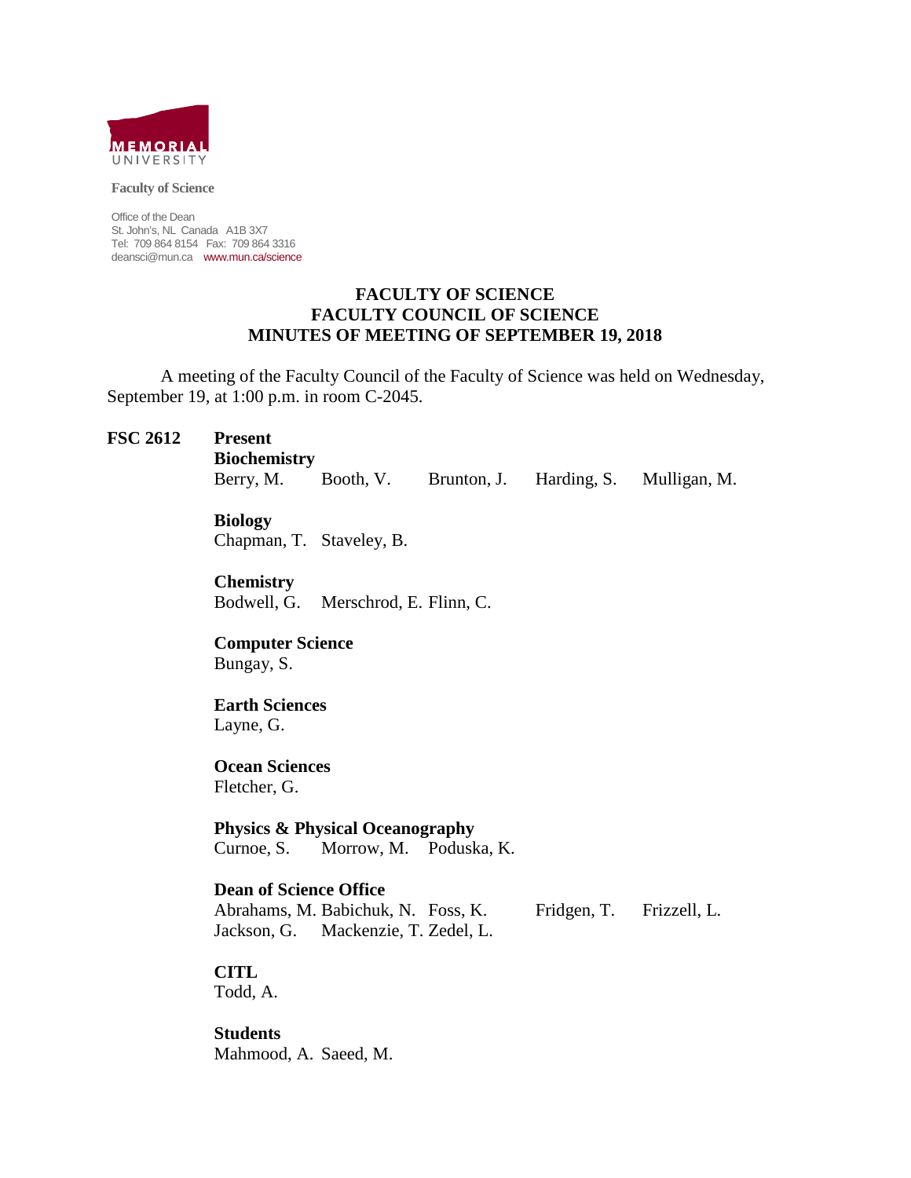MEMORIAL UNIVERSITY

**Faculty of Science**

Office of the Dean
St. John's, NL Canada A1B 3X7
Tel: 709 864 8154 Fax: 709 864 3316
deansci@mun.ca www.mun.ca/science

# FACULTY OF SCIENCE
# FACULTY COUNCIL OF SCIENCE
# MINUTES OF MEETING OF SEPTEMBER 19, 2018

A meeting of the Faculty Council of the Faculty of Science was held on Wednesday, September 19, at 1:00 p.m. in room C-2045.

**FSC 2612** **Present**

**Biochemistry**
Berry, M. Booth, V. Brunton, J. Harding, S. Mulligan, M.

**Biology**
Chapman, T. Staveley, B.

**Chemistry**
Bodwell, G. Merschrod, E. Flinn, C.

**Computer Science**
Bungay, S.

**Earth Sciences**
Layne, G.

**Ocean Sciences**
Fletcher, G.

**Physics & Physical Oceanography**
Curnoe, S. Morrow, M. Poduska, K.

**Dean of Science Office**
Abrahams, M. Babichuk, N. Foss, K. Fridgen, T. Frizzell, L.
Jackson, G. Mackenzie, T. Zedel, L.

**CITL**
Todd, A.

**Students**
Mahmood, A. Saeed, M.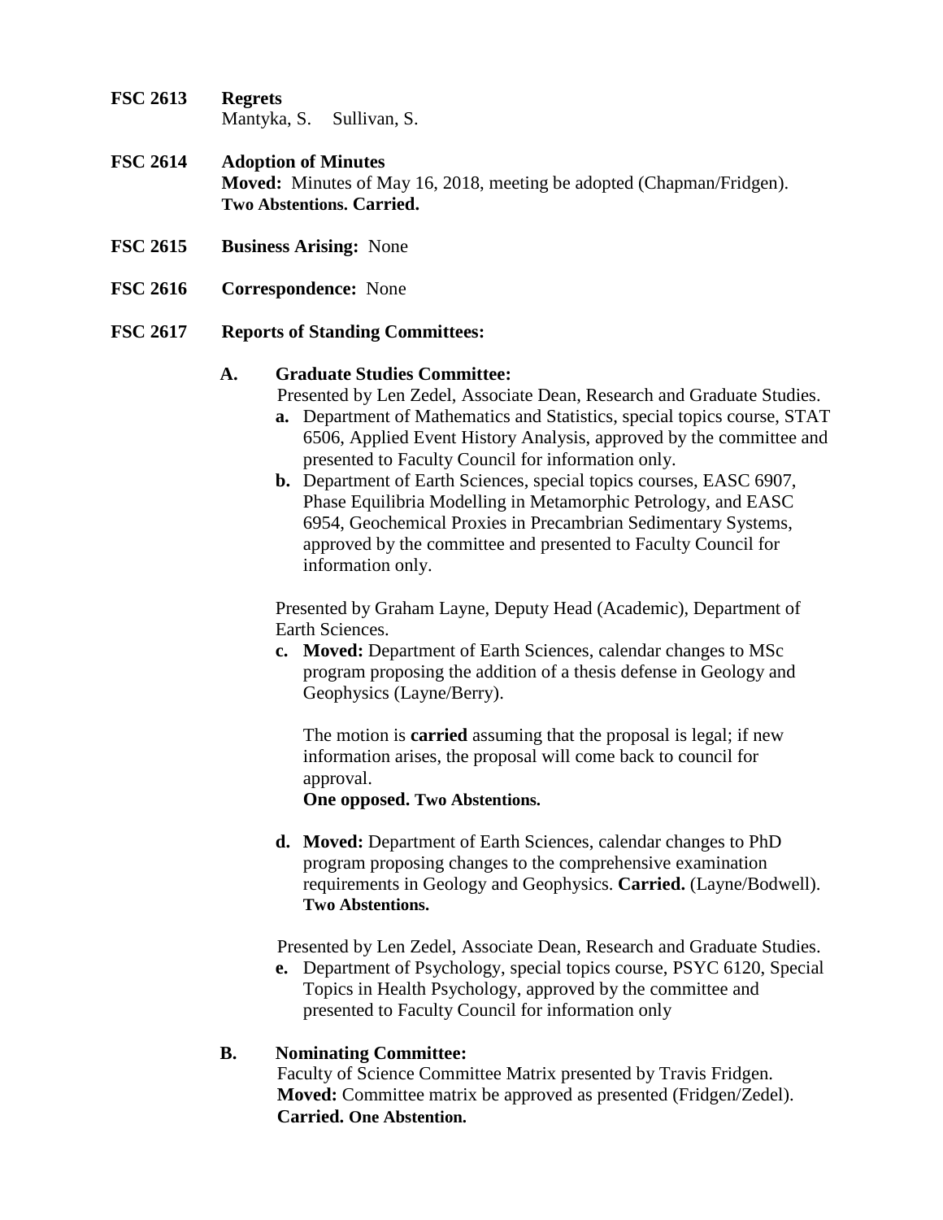**FSC 2613 Regrets**
Mantyka, S. Sullivan, S.

**FSC 2614 Adoption of Minutes**
**Moved:** Minutes of May 16, 2018, meeting be adopted (Chapman/Fridgen).
**Two Abstentions. Carried.**

**FSC 2615 Business Arising:** None

**FSC 2616 Correspondence:** None

**FSC 2617 Reports of Standing Committees:**

**A. Graduate Studies Committee:**

Presented by Len Zedel, Associate Dean, Research and Graduate Studies.

- **a.** Department of Mathematics and Statistics, special topics course, STAT 6506, Applied Event History Analysis, approved by the committee and presented to Faculty Council for information only.
- **b.** Department of Earth Sciences, special topics courses, EASC 6907, Phase Equilibria Modelling in Metamorphic Petrology, and EASC 6954, Geochemical Proxies in Precambrian Sedimentary Systems, approved by the committee and presented to Faculty Council for information only.

Presented by Graham Layne, Deputy Head (Academic), Department of Earth Sciences.

- **c. Moved:** Department of Earth Sciences, calendar changes to MSc program proposing the addition of a thesis defense in Geology and Geophysics (Layne/Berry).

  The motion is **carried** assuming that the proposal is legal; if new information arises, the proposal will come back to council for approval.
  **One opposed. Two Abstentions.**

- **d. Moved:** Department of Earth Sciences, calendar changes to PhD program proposing changes to the comprehensive examination requirements in Geology and Geophysics. **Carried.** (Layne/Bodwell).
  **Two Abstentions.**

Presented by Len Zedel, Associate Dean, Research and Graduate Studies.

- **e.** Department of Psychology, special topics course, PSYC 6120, Special Topics in Health Psychology, approved by the committee and presented to Faculty Council for information only

**B. Nominating Committee:**

Faculty of Science Committee Matrix presented by Travis Fridgen.
**Moved:** Committee matrix be approved as presented (Fridgen/Zedel).
**Carried. One Abstention.**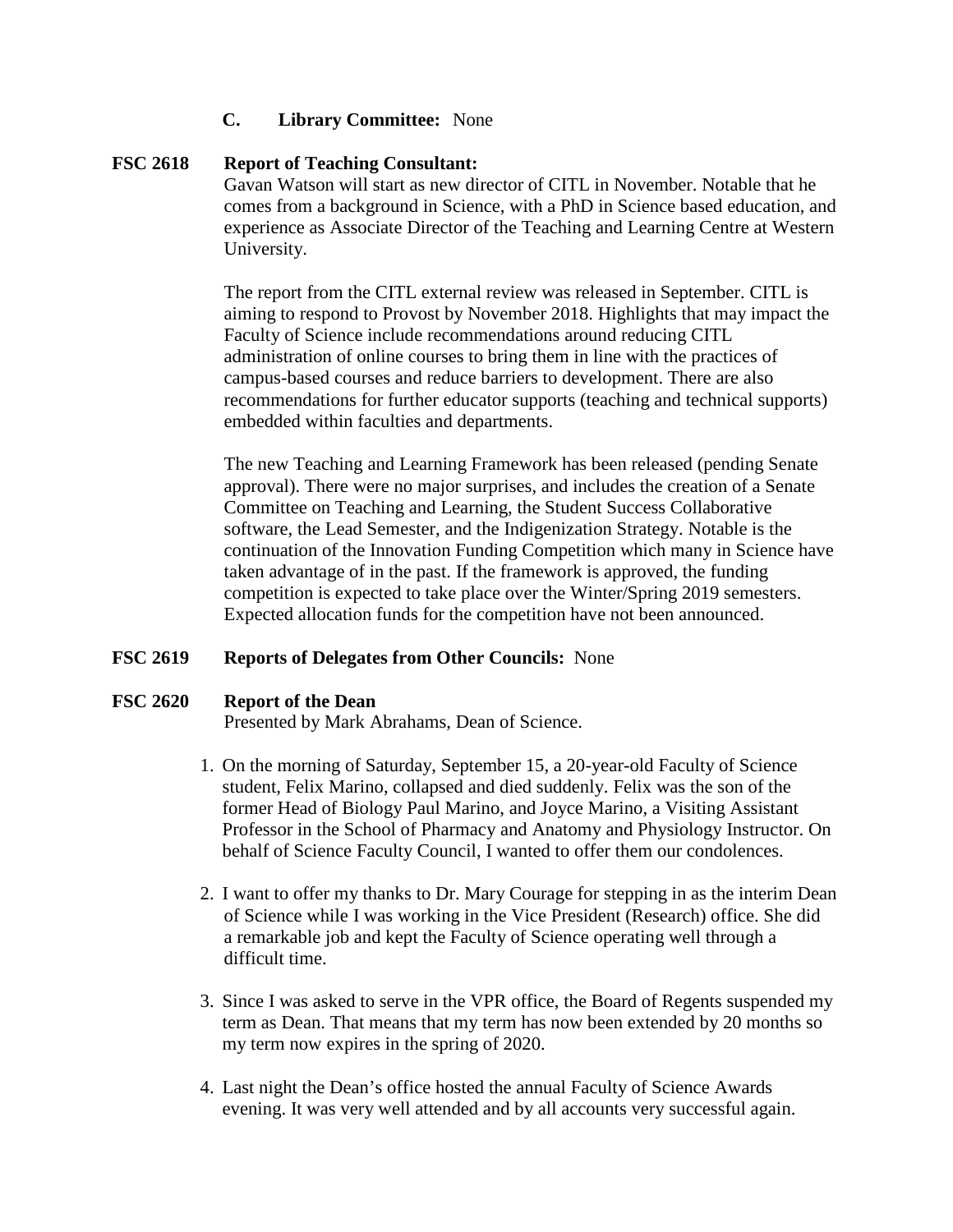**C. Library Committee:** None

**FSC 2618 Report of Teaching Consultant:**

Gavan Watson will start as new director of CITL in November. Notable that he comes from a background in Science, with a PhD in Science based education, and experience as Associate Director of the Teaching and Learning Centre at Western University.

The report from the CITL external review was released in September. CITL is aiming to respond to Provost by November 2018. Highlights that may impact the Faculty of Science include recommendations around reducing CITL administration of online courses to bring them in line with the practices of campus-based courses and reduce barriers to development. There are also recommendations for further educator supports (teaching and technical supports) embedded within faculties and departments.

The new Teaching and Learning Framework has been released (pending Senate approval). There were no major surprises, and includes the creation of a Senate Committee on Teaching and Learning, the Student Success Collaborative software, the Lead Semester, and the Indigenization Strategy. Notable is the continuation of the Innovation Funding Competition which many in Science have taken advantage of in the past. If the framework is approved, the funding competition is expected to take place over the Winter/Spring 2019 semesters. Expected allocation funds for the competition have not been announced.

**FSC 2619 Reports of Delegates from Other Councils:** None

**FSC 2620 Report of the Dean**

Presented by Mark Abrahams, Dean of Science.

1. On the morning of Saturday, September 15, a 20-year-old Faculty of Science student, Felix Marino, collapsed and died suddenly. Felix was the son of the former Head of Biology Paul Marino, and Joyce Marino, a Visiting Assistant Professor in the School of Pharmacy and Anatomy and Physiology Instructor. On behalf of Science Faculty Council, I wanted to offer them our condolences.

2. I want to offer my thanks to Dr. Mary Courage for stepping in as the interim Dean of Science while I was working in the Vice President (Research) office. She did a remarkable job and kept the Faculty of Science operating well through a difficult time.

3. Since I was asked to serve in the VPR office, the Board of Regents suspended my term as Dean. That means that my term has now been extended by 20 months so my term now expires in the spring of 2020.

4. Last night the Dean's office hosted the annual Faculty of Science Awards evening. It was very well attended and by all accounts very successful again.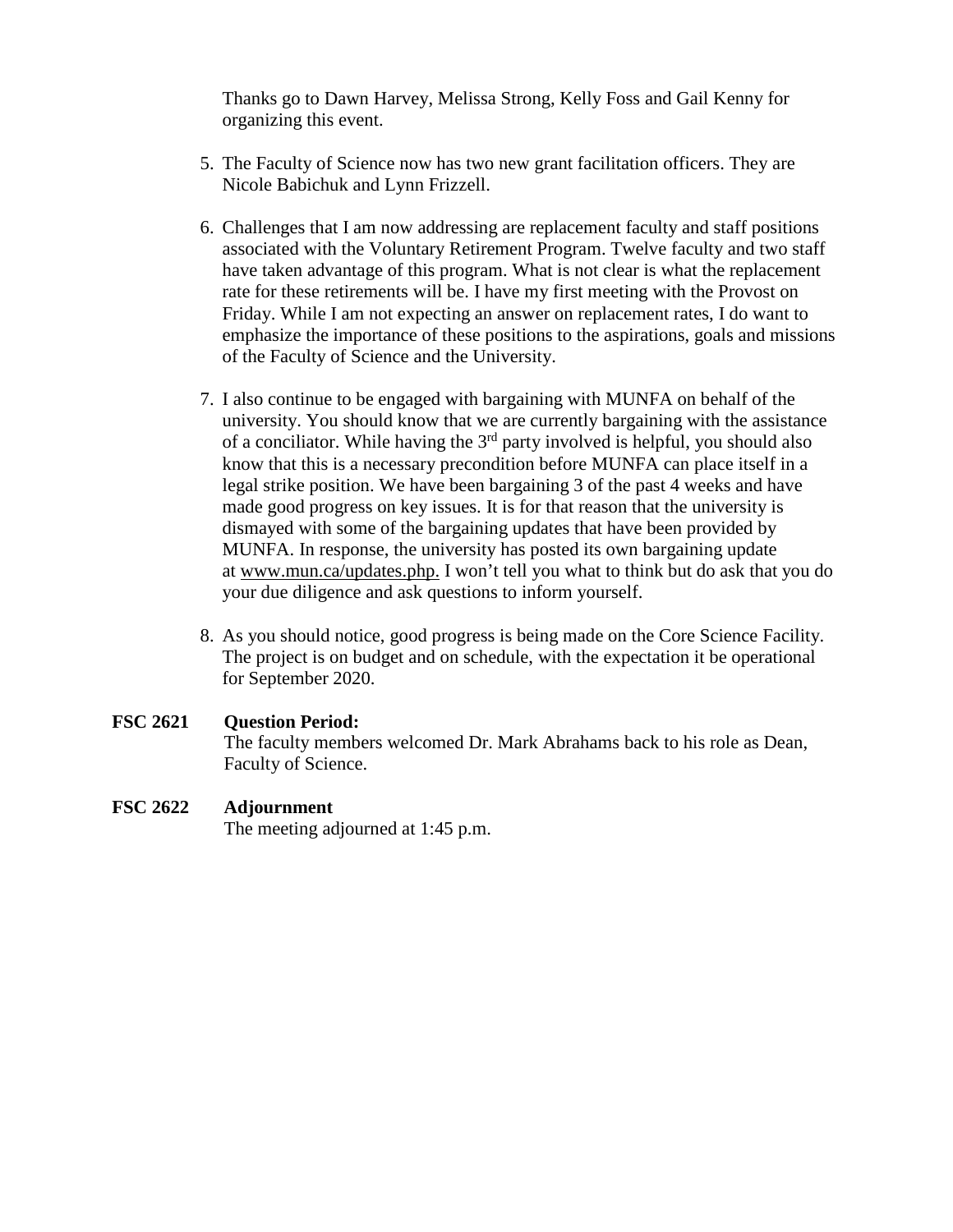Thanks go to Dawn Harvey, Melissa Strong, Kelly Foss and Gail Kenny for organizing this event.

5. The Faculty of Science now has two new grant facilitation officers. They are Nicole Babichuk and Lynn Frizzell.

6. Challenges that I am now addressing are replacement faculty and staff positions associated with the Voluntary Retirement Program. Twelve faculty and two staff have taken advantage of this program. What is not clear is what the replacement rate for these retirements will be. I have my first meeting with the Provost on Friday. While I am not expecting an answer on replacement rates, I do want to emphasize the importance of these positions to the aspirations, goals and missions of the Faculty of Science and the University.

7. I also continue to be engaged with bargaining with MUNFA on behalf of the university. You should know that we are currently bargaining with the assistance of a conciliator. While having the 3rd party involved is helpful, you should also know that this is a necessary precondition before MUNFA can place itself in a legal strike position. We have been bargaining 3 of the past 4 weeks and have made good progress on key issues. It is for that reason that the university is dismayed with some of the bargaining updates that have been provided by MUNFA. In response, the university has posted its own bargaining update at www.mun.ca/updates.php. I won't tell you what to think but do ask that you do your due diligence and ask questions to inform yourself.

8. As you should notice, good progress is being made on the Core Science Facility. The project is on budget and on schedule, with the expectation it be operational for September 2020.

**FSC 2621 Question Period:**
The faculty members welcomed Dr. Mark Abrahams back to his role as Dean, Faculty of Science.

**FSC 2622 Adjournment**
The meeting adjourned at 1:45 p.m.